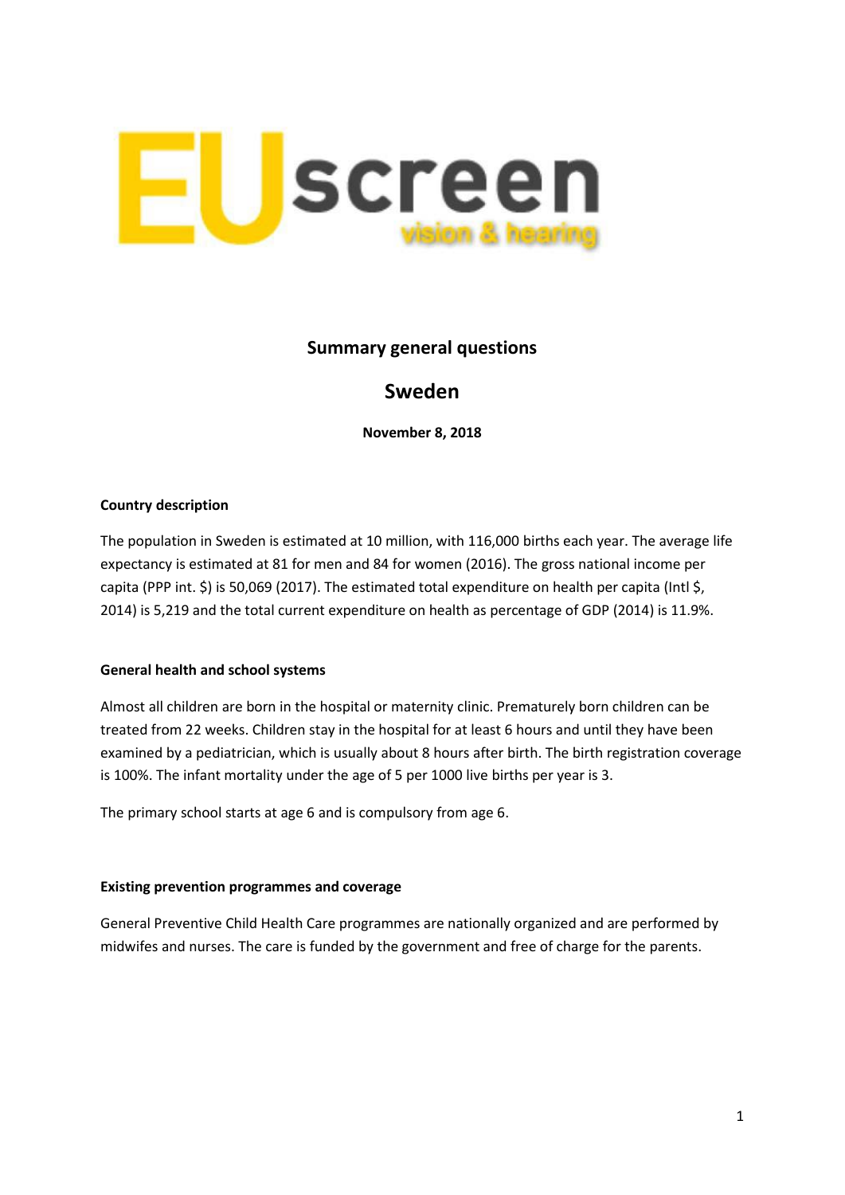EUscreen vision & hearing

# Summary general questions

# Sweden

**November 8, 2018**

**Country description**

The population in Sweden is estimated at 10 million, with 116,000 births each year. The average life expectancy is estimated at 81 for men and 84 for women (2016). The gross national income per capita (PPP int. $) is 50,069 (2017). The estimated total expenditure on health per capita (Intl $, 2014) is 5,219 and the total current expenditure on health as percentage of GDP (2014) is 11.9%.

**General health and school systems**

Almost all children are born in the hospital or maternity clinic. Prematurely born children can be treated from 22 weeks. Children stay in the hospital for at least 6 hours and until they have been examined by a pediatrician, which is usually about 8 hours after birth. The birth registration coverage is 100%. The infant mortality under the age of 5 per 1000 live births per year is 3.

The primary school starts at age 6 and is compulsory from age 6.

**Existing prevention programmes and coverage**

General Preventive Child Health Care programmes are nationally organized and are performed by midwifes and nurses. The care is funded by the government and free of charge for the parents.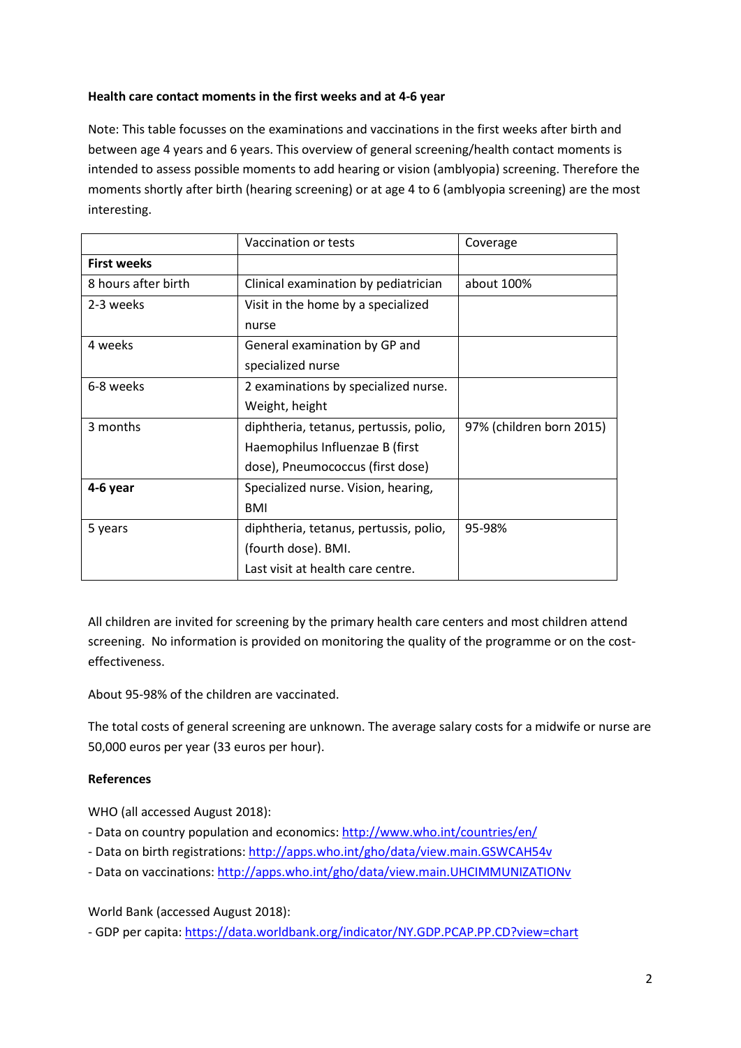**Health care contact moments in the first weeks and at 4-6 year**

Note: This table focusses on the examinations and vaccinations in the first weeks after birth and between age 4 years and 6 years. This overview of general screening/health contact moments is intended to assess possible moments to add hearing or vision (amblyopia) screening. Therefore the moments shortly after birth (hearing screening) or at age 4 to 6 (amblyopia screening) are the most interesting.

| | Vaccination or tests | Coverage |
|---|---|---|
| **First weeks** | | |
| 8 hours after birth | Clinical examination by pediatrician | about 100% |
| 2-3 weeks | Visit in the home by a specialized nurse | |
| 4 weeks | General examination by GP and specialized nurse | |
| 6-8 weeks | 2 examinations by specialized nurse. Weight, height | |
| 3 months | diphtheria, tetanus, pertussis, polio, Haemophilus Influenzae B (first dose), Pneumococcus (first dose) | 97% (children born 2015) |
| **4-6 year** | Specialized nurse. Vision, hearing, BMI | |
| 5 years | diphtheria, tetanus, pertussis, polio, (fourth dose). BMI. Last visit at health care centre. | 95-98% |

All children are invited for screening by the primary health care centers and most children attend screening. No information is provided on monitoring the quality of the programme or on the cost-effectiveness.

About 95-98% of the children are vaccinated.

The total costs of general screening are unknown. The average salary costs for a midwife or nurse are 50,000 euros per year (33 euros per hour).

**References**

WHO (all accessed August 2018):

- Data on country population and economics: http://www.who.int/countries/en/
- Data on birth registrations: http://apps.who.int/gho/data/view.main.GSWCAH54v
- Data on vaccinations: http://apps.who.int/gho/data/view.main.UHCIMMUNIZATIONv

World Bank (accessed August 2018):

- GDP per capita: https://data.worldbank.org/indicator/NY.GDP.PCAP.PP.CD?view=chart